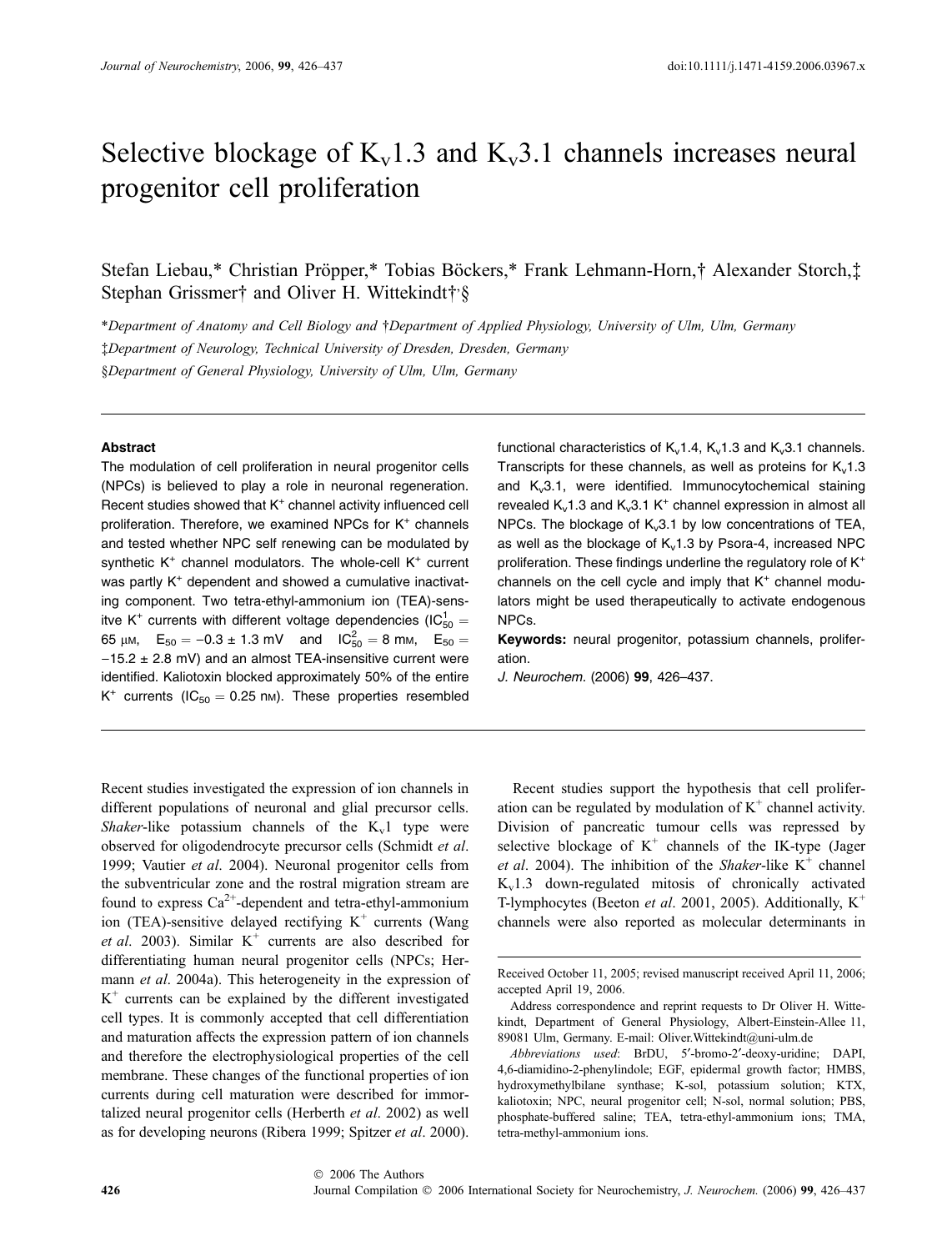# Selective blockage of $K_v1.3$ and $K_v3.1$ channels increases neural progenitor cell proliferation

Stefan Liebau,* Christian Pröpper,* Tobias Böckers,* Frank Lehmann-Horn,† Alexander Storch,‡ Stephan Grissmer† and Oliver H. Wittekindt†,§

*Department of Anatomy and Cell Biology and †Department of Applied Physiology, University of Ulm, Ulm, Germany
‡Department of Neurology, Technical University of Dresden, Dresden, Germany
§Department of General Physiology, University of Ulm, Ulm, Germany

## Abstract

The modulation of cell proliferation in neural progenitor cells (NPCs) is believed to play a role in neuronal regeneration. Recent studies showed that $K^+$ channel activity influenced cell proliferation. Therefore, we examined NPCs for $K^+$ channels and tested whether NPC self renewing can be modulated by synthetic $K^+$ channel modulators. The whole-cell $K^+$ current was partly $K^+$ dependent and showed a cumulative inactivating component. Two tetra-ethyl-ammonium ion (TEA)-sensitive $K^+$ currents with different voltage dependencies ($IC_{50}^1 = 65$ μM, $E_{50} = -0.3 \pm 1.3$ mV and $IC_{50}^2 = 8$ mM, $E_{50} = -15.2 \pm 2.8$ mV) and an almost TEA-insensitive current were identified. Kaliotoxin blocked approximately 50% of the entire $K^+$ currents ($IC_{50} = 0.25$ nM). These properties resembled functional characteristics of $K_v1.4$, $K_v1.3$ and $K_v3.1$ channels. Transcripts for these channels, as well as proteins for $K_v1.3$ and $K_v3.1$, were identified. Immunocytochemical staining revealed $K_v1.3$ and $K_v3.1$ $K^+$ channel expression in almost all NPCs. The blockage of $K_v3.1$ by low concentrations of TEA, as well as the blockage of $K_v1.3$ by Psora-4, increased NPC proliferation. These findings underline the regulatory role of $K^+$ channels on the cell cycle and imply that $K^+$ channel modulators might be used therapeutically to activate endogenous NPCs.

**Keywords:** neural progenitor, potassium channels, proliferation.

*J. Neurochem.* (2006) **99**, 426–437.

Recent studies investigated the expression of ion channels in different populations of neuronal and glial precursor cells. *Shaker*-like potassium channels of the $K_v1$ type were observed for oligodendrocyte precursor cells (Schmidt *et al*. 1999; Vautier *et al*. 2004). Neuronal progenitor cells from the subventricular zone and the rostral migration stream are found to express $Ca^{2+}$-dependent and tetra-ethyl-ammonium ion (TEA)-sensitive delayed rectifying $K^+$ currents (Wang *et al*. 2003). Similar $K^+$ currents are also described for differentiating human neural progenitor cells (NPCs; Hermann *et al*. 2004a). This heterogeneity in the expression of $K^+$ currents can be explained by the different investigated cell types. It is commonly accepted that cell differentiation and maturation affects the expression pattern of ion channels and therefore the electrophysiological properties of the cell membrane. These changes of the functional properties of ion currents during cell maturation were described for immortalized neural progenitor cells (Herberth *et al*. 2002) as well as for developing neurons (Ribera 1999; Spitzer *et al*. 2000).

Recent studies support the hypothesis that cell proliferation can be regulated by modulation of $K^+$ channel activity. Division of pancreatic tumour cells was repressed by selective blockage of $K^+$ channels of the IK-type (Jager *et al*. 2004). The inhibition of the *Shaker*-like $K^+$ channel $K_v1.3$ down-regulated mitosis of chronically activated T-lymphocytes (Beeton *et al*. 2001, 2005). Additionally, $K^+$ channels were also reported as molecular determinants in

---

Received October 11, 2005; revised manuscript received April 11, 2006; accepted April 19, 2006.

Address correspondence and reprint requests to Dr Oliver H. Wittekindt, Department of General Physiology, Albert-Einstein-Allee 11, 89081 Ulm, Germany. E-mail: Oliver.Wittekindt@uni-ulm.de

*Abbreviations used*: BrDU, 5′-bromo-2′-deoxy-uridine; DAPI, 4,6-diamidino-2-phenylindole; EGF, epidermal growth factor; HMBS, hydroxymethylbilane synthase; K-sol, potassium solution; KTX, kaliotoxin; NPC, neural progenitor cell; N-sol, normal solution; PBS, phosphate-buffered saline; TEA, tetra-ethyl-ammonium ions; TMA, tetra-methyl-ammonium ions.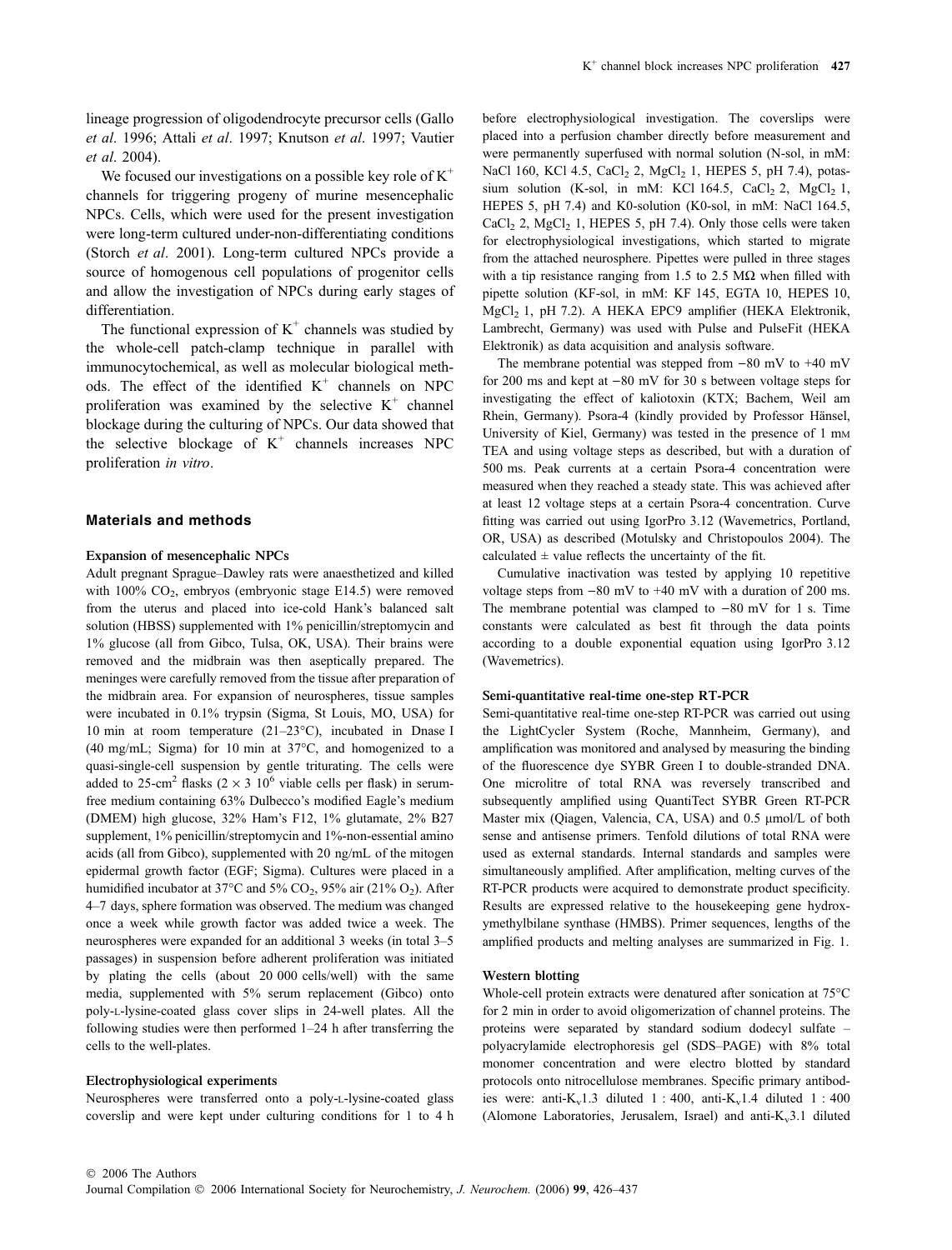lineage progression of oligodendrocyte precursor cells (Gallo *et al*. 1996; Attali *et al*. 1997; Knutson *et al*. 1997; Vautier *et al*. 2004).

We focused our investigations on a possible key role of $K^+$ channels for triggering progeny of murine mesencephalic NPCs. Cells, which were used for the present investigation were long-term cultured under-non-differentiating conditions (Storch *et al*. 2001). Long-term cultured NPCs provide a source of homogenous cell populations of progenitor cells and allow the investigation of NPCs during early stages of differentiation.

The functional expression of $K^+$ channels was studied by the whole-cell patch-clamp technique in parallel with immunocytochemical, as well as molecular biological methods. The effect of the identified $K^+$ channels on NPC proliferation was examined by the selective $K^+$ channel blockage during the culturing of NPCs. Our data showed that the selective blockage of $K^+$ channels increases NPC proliferation *in vitro*.

## Materials and methods

### Expansion of mesencephalic NPCs

Adult pregnant Sprague–Dawley rats were anaesthetized and killed with 100% $CO_2$, embryos (embryonic stage E14.5) were removed from the uterus and placed into ice-cold Hank's balanced salt solution (HBSS) supplemented with 1% penicillin/streptomycin and 1% glucose (all from Gibco, Tulsa, OK, USA). Their brains were removed and the midbrain was then aseptically prepared. The meninges were carefully removed from the tissue after preparation of the midbrain area. For expansion of neurospheres, tissue samples were incubated in 0.1% trypsin (Sigma, St Louis, MO, USA) for 10 min at room temperature (21–23°C), incubated in Dnase I (40 mg/mL; Sigma) for 10 min at 37°C, and homogenized to a quasi-single-cell suspension by gentle triturating. The cells were added to 25-cm$^2$ flasks ($2 \times 3\ 10^6$ viable cells per flask) in serum-free medium containing 63% Dulbecco's modified Eagle's medium (DMEM) high glucose, 32% Ham's F12, 1% glutamate, 2% B27 supplement, 1% penicillin/streptomycin and 1%-non-essential amino acids (all from Gibco), supplemented with 20 ng/mL of the mitogen epidermal growth factor (EGF; Sigma). Cultures were placed in a humidified incubator at 37°C and 5% $CO_2$, 95% air (21% $O_2$). After 4–7 days, sphere formation was observed. The medium was changed once a week while growth factor was added twice a week. The neurospheres were expanded for an additional 3 weeks (in total 3–5 passages) in suspension before adherent proliferation was initiated by plating the cells (about 20 000 cells/well) with the same media, supplemented with 5% serum replacement (Gibco) onto poly-L-lysine-coated glass cover slips in 24-well plates. All the following studies were then performed 1–24 h after transferring the cells to the well-plates.

### Electrophysiological experiments

Neurospheres were transferred onto a poly-L-lysine-coated glass coverslip and were kept under culturing conditions for 1 to 4 h before electrophysiological investigation. The coverslips were placed into a perfusion chamber directly before measurement and were permanently superfused with normal solution (N-sol, in mM: NaCl 160, KCl 4.5, $CaCl_2$ 2, $MgCl_2$ 1, HEPES 5, pH 7.4), potassium solution (K-sol, in mM: KCl 164.5, $CaCl_2$ 2, $MgCl_2$ 1, HEPES 5, pH 7.4) and K0-solution (K0-sol, in mM: NaCl 164.5, $CaCl_2$ 2, $MgCl_2$ 1, HEPES 5, pH 7.4). Only those cells were taken for electrophysiological investigations, which started to migrate from the attached neurosphere. Pipettes were pulled in three stages with a tip resistance ranging from 1.5 to 2.5 MΩ when filled with pipette solution (KF-sol, in mM: KF 145, EGTA 10, HEPES 10, $MgCl_2$ 1, pH 7.2). A HEKA EPC9 amplifier (HEKA Elektronik, Lambrecht, Germany) was used with Pulse and PulseFit (HEKA Elektronik) as data acquisition and analysis software.

The membrane potential was stepped from −80 mV to +40 mV for 200 ms and kept at −80 mV for 30 s between voltage steps for investigating the effect of kaliotoxin (KTX; Bachem, Weil am Rhein, Germany). Psora-4 (kindly provided by Professor Hänsel, University of Kiel, Germany) was tested in the presence of 1 mM TEA and using voltage steps as described, but with a duration of 500 ms. Peak currents at a certain Psora-4 concentration were measured when they reached a steady state. This was achieved after at least 12 voltage steps at a certain Psora-4 concentration. Curve fitting was carried out using IgorPro 3.12 (Wavemetrics, Portland, OR, USA) as described (Motulsky and Christopoulos 2004). The calculated ± value reflects the uncertainty of the fit.

Cumulative inactivation was tested by applying 10 repetitive voltage steps from −80 mV to +40 mV with a duration of 200 ms. The membrane potential was clamped to −80 mV for 1 s. Time constants were calculated as best fit through the data points according to a double exponential equation using IgorPro 3.12 (Wavemetrics).

### Semi-quantitative real-time one-step RT-PCR

Semi-quantitative real-time one-step RT-PCR was carried out using the LightCycler System (Roche, Mannheim, Germany), and amplification was monitored and analysed by measuring the binding of the fluorescence dye SYBR Green I to double-stranded DNA. One microlitre of total RNA was reversely transcribed and subsequently amplified using QuantiTect SYBR Green RT-PCR Master mix (Qiagen, Valencia, CA, USA) and 0.5 μmol/L of both sense and antisense primers. Tenfold dilutions of total RNA were used as external standards. Internal standards and samples were simultaneously amplified. After amplification, melting curves of the RT-PCR products were acquired to demonstrate product specificity. Results are expressed relative to the housekeeping gene hydroxymethylbilane synthase (HMBS). Primer sequences, lengths of the amplified products and melting analyses are summarized in Fig. 1.

### Western blotting

Whole-cell protein extracts were denatured after sonication at 75°C for 2 min in order to avoid oligomerization of channel proteins. The proteins were separated by standard sodium dodecyl sulfate – polyacrylamide electrophoresis gel (SDS–PAGE) with 8% total monomer concentration and were electro blotted by standard protocols onto nitrocellulose membranes. Specific primary antibodies were: anti-$K_v$1.3 diluted 1 : 400, anti-$K_v$1.4 diluted 1 : 400 (Alomone Laboratories, Jerusalem, Israel) and anti-$K_v$3.1 diluted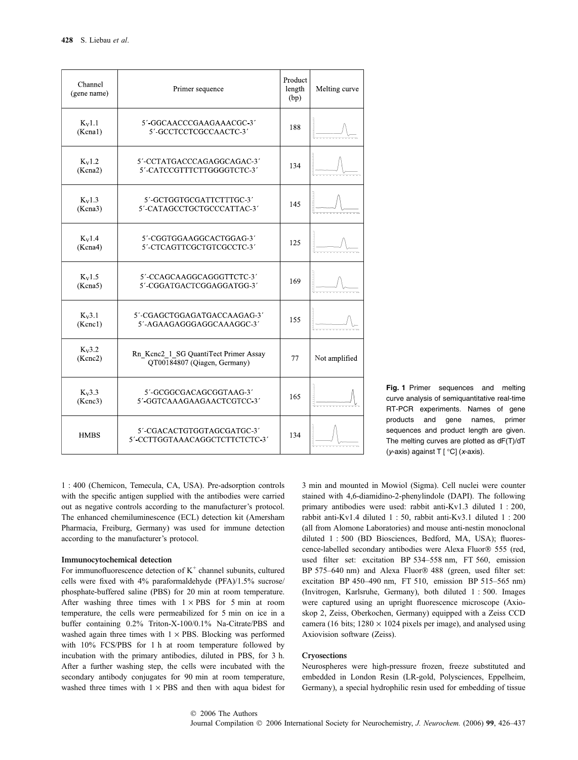| Channel (gene name) | Primer sequence | Product length (bp) | Melting curve |
| --- | --- | --- | --- |
| $K_V$1.1 (Kcna1) | 5′-GGCAACCCGAAGAAACGC-3′<br>5′-GCCTCCTCGCCAACTC-3′ | 188 | |
| $K_V$1.2 (Kcna2) | 5′-CCTATGACCCAGAGGCAGAC-3′<br>5′-CATCCGTTTCTTGGGGTCTC-3′ | 134 | |
| $K_V$1.3 (Kcna3) | 5′-GCTGGTGCGATTCTTTGC-3′<br>5′-CATAGCCTGCTGCCCATTAC-3′ | 145 | |
| $K_V$1.4 (Kcna4) | 5′-CGGTGGAAGGCACTGGAG-3′<br>5′-CTCAGTTCGCTGTCGCCTC-3′ | 125 | |
| $K_V$1.5 (Kcna5) | 5′-CCAGCAAGGCAGGGTTCTC-3′<br>5′-CGGATGACTCGGAGGATGG-3′ | 169 | |
| $K_V$3.1 (Kcnc1) | 5′-CGAGCTGGAGATGACCAAGAG-3′<br>5′-AGAAGAGGGAGGCAAAGGC-3′ | 155 | |
| $K_V$3.2 (Kcnc2) | Rn_Kcnc2_1_SG QuantiTect Primer Assay QT00184807 (Qiagen, Germany) | 77 | Not amplified |
| $K_V$3.3 (Kcnc3) | 5′-GCGGCGACAGCGGTAAG-3′<br>5′-GGTCAAAGAAGAACTCGTCC-3′ | 165 | |
| HMBS | 5′-CGACACTGTGGTAGCGATGC-3′<br>5′-CCTTGGTAAACAGGCTCTTCTCTC-3′ | 134 | |

**Fig. 1** Primer sequences and melting curve analysis of semiquantitative real-time RT-PCR experiments. Names of gene products and gene names, primer sequences and product length are given. The melting curves are plotted as dF(T)/dT (*y*-axis) against T [ °C] (*x*-axis).

1 : 400 (Chemicon, Temecula, CA, USA). Pre-adsorption controls with the specific antigen supplied with the antibodies were carried out as negative controls according to the manufacturer's protocol. The enhanced chemiluminescence (ECL) detection kit (Amersham Pharmacia, Freiburg, Germany) was used for immune detection according to the manufacturer's protocol.

#### Immunocytochemical detection

For immunofluorescence detection of $K^+$ channel subunits, cultured cells were fixed with 4% paraformaldehyde (PFA)/1.5% sucrose/ phosphate-buffered saline (PBS) for 20 min at room temperature. After washing three times with 1 × PBS for 5 min at room temperature, the cells were permeabilized for 5 min on ice in a buffer containing 0.2% Triton-X-100/0.1% Na-Citrate/PBS and washed again three times with 1 × PBS. Blocking was performed with 10% FCS/PBS for 1 h at room temperature followed by incubation with the primary antibodies, diluted in PBS, for 3 h. After a further washing step, the cells were incubated with the secondary antibody conjugates for 90 min at room temperature, washed three times with 1 × PBS and then with aqua bidest for 3 min and mounted in Mowiol (Sigma). Cell nuclei were counter stained with 4,6-diamidino-2-phenylindole (DAPI). The following primary antibodies were used: rabbit anti-Kv1.3 diluted 1 : 200, rabbit anti-Kv1.4 diluted 1 : 50, rabbit anti-Kv3.1 diluted 1 : 200 (all from Alomone Laboratories) and mouse anti-nestin monoclonal diluted 1 : 500 (BD Biosciences, Bedford, MA, USA); fluorescence-labelled secondary antibodies were Alexa Fluor® 555 (red, used filter set: excitation BP 534–558 nm, FT 560, emission BP 575–640 nm) and Alexa Fluor® 488 (green, used filter set: excitation BP 450–490 nm, FT 510, emission BP 515–565 nm) (Invitrogen, Karlsruhe, Germany), both diluted 1 : 500. Images were captured using an upright fluorescence microscope (Axioskop 2, Zeiss, Oberkochen, Germany) equipped with a Zeiss CCD camera (16 bits; 1280 × 1024 pixels per image), and analysed using Axiovision software (Zeiss).

#### Cryosections

Neurospheres were high-pressure frozen, freeze substituted and embedded in London Resin (LR-gold, Polysciences, Eppelheim, Germany), a special hydrophilic resin used for embedding of tissue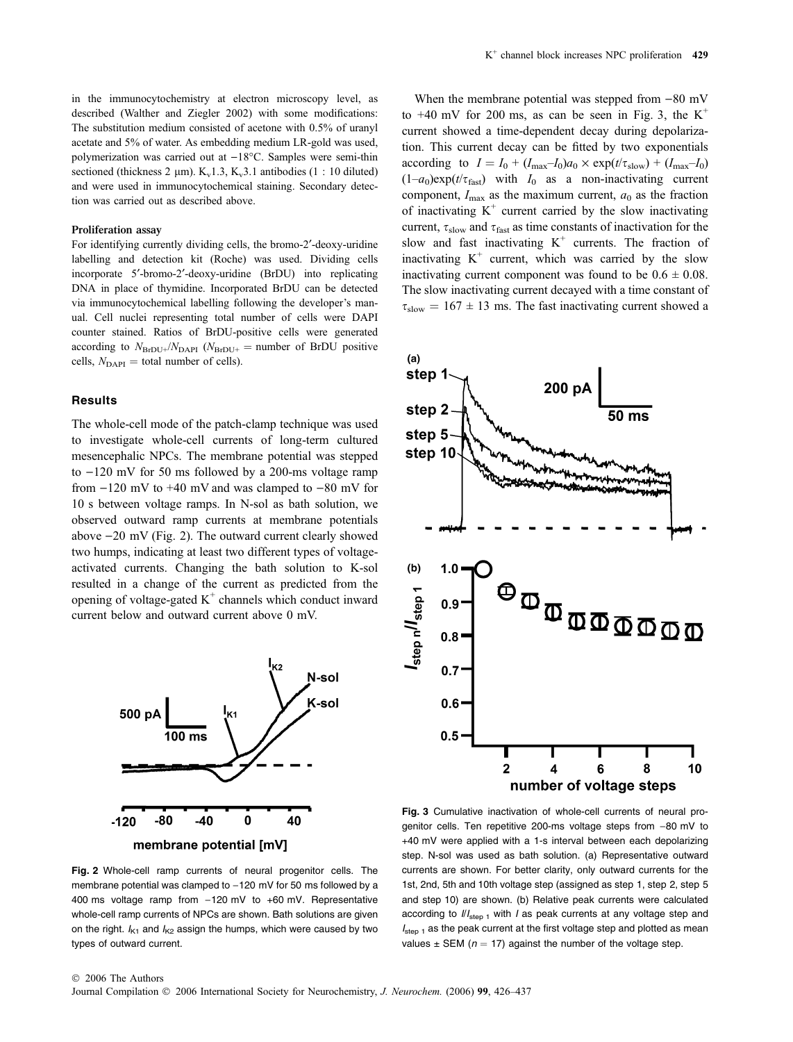in the immunocytochemistry at electron microscopy level, as described (Walther and Ziegler 2002) with some modifications: The substitution medium consisted of acetone with 0.5% of uranyl acetate and 5% of water. As embedding medium LR-gold was used, polymerization was carried out at −18°C. Samples were semi-thin sectioned (thickness 2 μm). $K_v1.3$, $K_v3.1$ antibodies (1 : 10 diluted) and were used in immunocytochemical staining. Secondary detection was carried out as described above.

#### Proliferation assay

For identifying currently dividing cells, the bromo-2′-deoxy-uridine labelling and detection kit (Roche) was used. Dividing cells incorporate 5′-bromo-2′-deoxy-uridine (BrDU) into replicating DNA in place of thymidine. Incorporated BrDU can be detected via immunocytochemical labelling following the developer's manual. Cell nuclei representing total number of cells were DAPI counter stained. Ratios of BrDU-positive cells were generated according to $N_{BrDU+}/N_{DAPI}$ ($N_{BrDU+}$ = number of BrDU positive cells, $N_{DAPI}$ = total number of cells).

### Results

The whole-cell mode of the patch-clamp technique was used to investigate whole-cell currents of long-term cultured mesencephalic NPCs. The membrane potential was stepped to −120 mV for 50 ms followed by a 200-ms voltage ramp from −120 mV to +40 mV and was clamped to −80 mV for 10 s between voltage ramps. In N-sol as bath solution, we observed outward ramp currents at membrane potentials above −20 mV (Fig. 2). The outward current clearly showed two humps, indicating at least two different types of voltage-activated currents. Changing the bath solution to K-sol resulted in a change of the current as predicted from the opening of voltage-gated $K^+$ channels which conduct inward current below and outward current above 0 mV.

**Fig. 2** Whole-cell ramp currents of neural progenitor cells. The membrane potential was clamped to −120 mV for 50 ms followed by a 400 ms voltage ramp from −120 mV to +60 mV. Representative whole-cell ramp currents of NPCs are shown. Bath solutions are given on the right. $I_{K1}$ and $I_{K2}$ assign the humps, which were caused by two types of outward current.

When the membrane potential was stepped from −80 mV to +40 mV for 200 ms, as can be seen in Fig. 3, the $K^+$ current showed a time-dependent decay during depolarization. This current decay can be fitted by two exponentials according to $I = I_0 + (I_{max}–I_0)a_0 \times \exp(t/\tau_{slow}) + (I_{max}–I_0)(1–a_0)\exp(t/\tau_{fast})$ with $I_0$ as a non-inactivating current component, $I_{max}$ as the maximum current, $a_0$ as the fraction of inactivating $K^+$ current carried by the slow inactivating current, $\tau_{slow}$ and $\tau_{fast}$ as time constants of inactivation for the slow and fast inactivating $K^+$ currents. The fraction of inactivating $K^+$ current, which was carried by the slow inactivating current component was found to be 0.6 ± 0.08. The slow inactivating current decayed with a time constant of $\tau_{slow}$ = 167 ± 13 ms. The fast inactivating current showed a

**Fig. 3** Cumulative inactivation of whole-cell currents of neural progenitor cells. Ten repetitive 200-ms voltage steps from −80 mV to +40 mV were applied with a 1-s interval between each depolarizing step. N-sol was used as bath solution. (a) Representative outward currents are shown. For better clarity, only outward currents for the 1st, 2nd, 5th and 10th voltage step (assigned as step 1, step 2, step 5 and step 10) are shown. (b) Relative peak currents were calculated according to $I/I_{step\ 1}$ with $I$ as peak currents at any voltage step and $I_{step\ 1}$ as the peak current at the first voltage step and plotted as mean values ± SEM ($n$ = 17) against the number of the voltage step.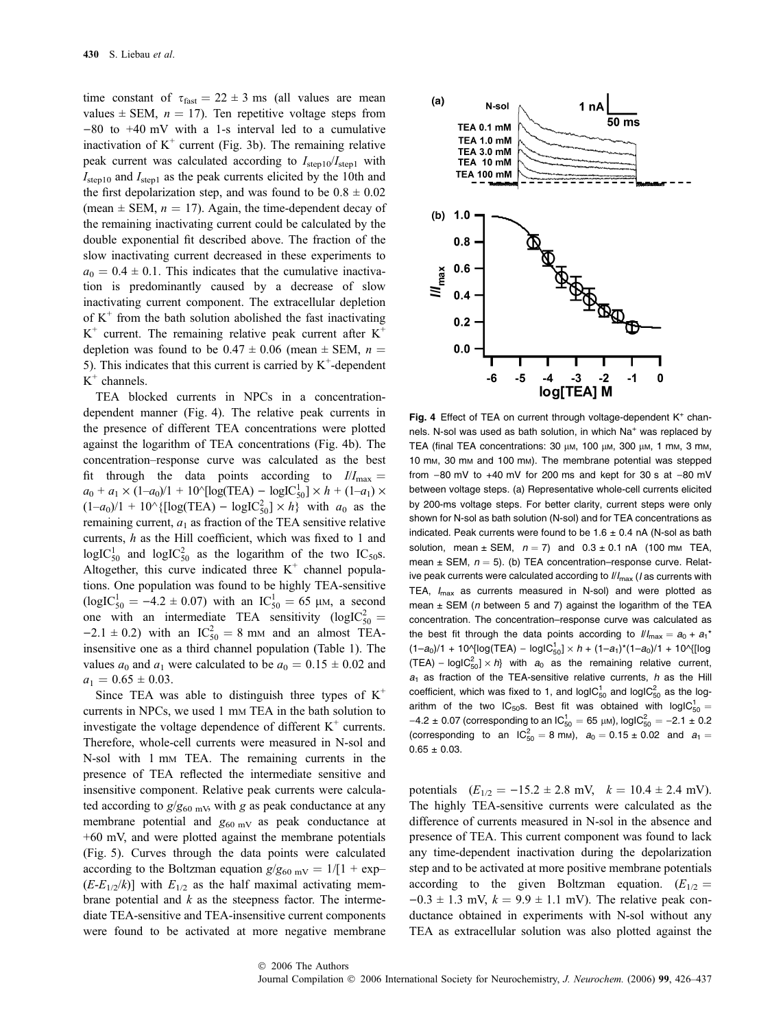time constant of $\tau_{fast} = 22 \pm 3$ ms (all values are mean values ± SEM, $n = 17$). Ten repetitive voltage steps from −80 to +40 mV with a 1-s interval led to a cumulative inactivation of $K^+$ current (Fig. 3b). The remaining relative peak current was calculated according to $I_{step10}/I_{step1}$ with $I_{step10}$ and $I_{step1}$ as the peak currents elicited by the 10th and the first depolarization step, and was found to be $0.8 \pm 0.02$ (mean ± SEM, $n = 17$). Again, the time-dependent decay of the remaining inactivating current could be calculated by the double exponential fit described above. The fraction of the slow inactivating current decreased in these experiments to $a_0 = 0.4 \pm 0.1$. This indicates that the cumulative inactivation is predominantly caused by a decrease of slow inactivating current component. The extracellular depletion of $K^+$ from the bath solution abolished the fast inactivating $K^+$ current. The remaining relative peak current after $K^+$ depletion was found to be $0.47 \pm 0.06$ (mean ± SEM, $n = 5$). This indicates that this current is carried by $K^+$-dependent $K^+$ channels.

TEA blocked currents in NPCs in a concentration-dependent manner (Fig. 4). The relative peak currents in the presence of different TEA concentrations were plotted against the logarithm of TEA concentrations (Fig. 4b). The concentration–response curve was calculated as the best fit through the data points according to $I/I_{max} = a_0 + a_1 \times (1–a_0)/1 + 10\hat{}[\log(\text{TEA}) - \log\text{IC}^1_{50}] \times h + (1–a_1) \times (1–a_0)/1 + 10\hat{}\{[\log(\text{TEA}) - \log\text{IC}^2_{50}] \times h\}$ with $a_0$ as the remaining current, $a_1$ as fraction of the TEA sensitive relative currents, $h$ as the Hill coefficient, which was fixed to 1 and $\log\text{IC}^1_{50}$ and $\log\text{IC}^2_{50}$ as the logarithm of the two $\text{IC}_{50}$s. Altogether, this curve indicated three $K^+$ channel populations. One population was found to be highly TEA-sensitive ($\log\text{IC}^1_{50} = -4.2 \pm 0.07$) with an $\text{IC}^1_{50} = 65$ μM, a second one with an intermediate TEA sensitivity ($\log\text{IC}^2_{50} = -2.1 \pm 0.2$) with an $\text{IC}^2_{50} = 8$ mM and an almost TEA-insensitive one as a third channel population (Table 1). The values $a_0$ and $a_1$ were calculated to be $a_0 = 0.15 \pm 0.02$ and $a_1 = 0.65 \pm 0.03$.

Since TEA was able to distinguish three types of $K^+$ currents in NPCs, we used 1 mM TEA in the bath solution to investigate the voltage dependence of different $K^+$ currents. Therefore, whole-cell currents were measured in N-sol and N-sol with 1 mM TEA. The remaining currents in the presence of TEA reflected the intermediate sensitive and insensitive component. Relative peak currents were calculated according to $g/g_{60\text{ mV}}$, with $g$ as peak conductance at any membrane potential and $g_{60\text{ mV}}$ as peak conductance at +60 mV, and were plotted against the membrane potentials (Fig. 5). Curves through the data points were calculated according to the Boltzman equation $g/g_{60\text{ mV}} = 1/[1 + \exp–(E\text{-}E_{1/2}/k)]$ with $E_{1/2}$ as the half maximal activating membrane potential and $k$ as the steepness factor. The intermediate TEA-sensitive and TEA-insensitive current components were found to be activated at more negative membrane potentials ($E_{1/2} = -15.2 \pm 2.8$ mV, $k = 10.4 \pm 2.4$ mV). The highly TEA-sensitive currents were calculated as the difference of currents measured in N-sol in the absence and presence of TEA. This current component was found to lack any time-dependent inactivation during the depolarization step and to be activated at more positive membrane potentials according to the given Boltzman equation. ($E_{1/2} = -0.3 \pm 1.3$ mV, $k = 9.9 \pm 1.1$ mV). The relative peak conductance obtained in experiments with N-sol without any TEA as extracellular solution was also plotted against the

**Fig. 4** Effect of TEA on current through voltage-dependent $K^+$ channels. N-sol was used as bath solution, in which $Na^+$ was replaced by TEA (final TEA concentrations: 30 μM, 100 μM, 300 μM, 1 mM, 3 mM, 10 mM, 30 mM and 100 mM). The membrane potential was stepped from −80 mV to +40 mV for 200 ms and kept for 30 s at −80 mV between voltage steps. (a) Representative whole-cell currents elicited by 200-ms voltage steps. For better clarity, current steps were only shown for N-sol as bath solution (N-sol) and for TEA concentrations as indicated. Peak currents were found to be $1.6 \pm 0.4$ nA (N-sol as bath solution, mean ± SEM, $n = 7$) and $0.3 \pm 0.1$ nA (100 mM TEA, mean ± SEM, $n = 5$). (b) TEA concentration–response curve. Relative peak currents were calculated according to $I/I_{max}$ ($I$ as currents with TEA, $I_{max}$ as currents measured in N-sol) and were plotted as mean ± SEM ($n$ between 5 and 7) against the logarithm of the TEA concentration. The concentration–response curve was calculated as the best fit through the data points according to $I/I_{max} = a_0 + a_1{*}(1–a_0)/1 + 10\hat{}[\log(\text{TEA}) - \log\text{IC}^1_{50}] \times h + (1–a_1){*}(1–a_0)/1 + 10\hat{}\{[\log(\text{TEA}) - \log\text{IC}^2_{50}] \times h\}$ with $a_0$ as the remaining relative current, $a_1$ as fraction of the TEA-sensitive relative currents, $h$ as the Hill coefficient, which was fixed to 1, and $\log\text{IC}^1_{50}$ and $\log\text{IC}^2_{50}$ as the logarithm of the two $\text{IC}_{50}$s. Best fit was obtained with $\log\text{IC}^1_{50} = -4.2 \pm 0.07$ (corresponding to an $\text{IC}^1_{50} = 65$ μM), $\log\text{IC}^2_{50} = -2.1 \pm 0.2$ (corresponding to an $\text{IC}^2_{50} = 8$ mM), $a_0 = 0.15 \pm 0.02$ and $a_1 = 0.65 \pm 0.03$.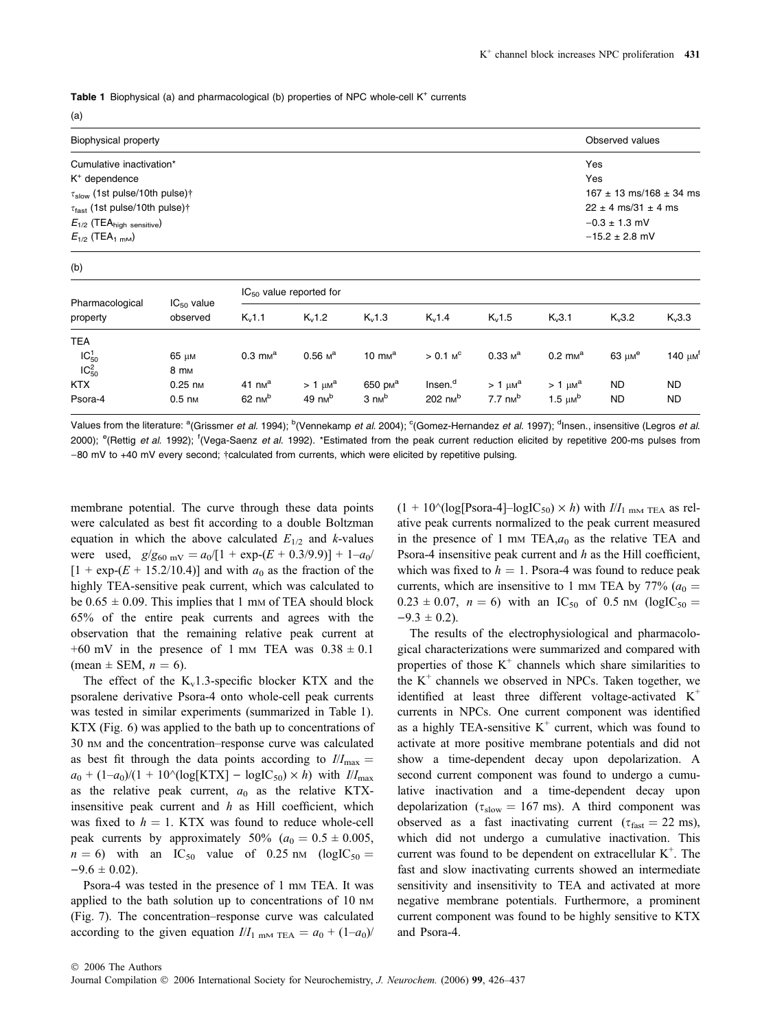**Table 1** Biophysical (a) and pharmacological (b) properties of NPC whole-cell $K^+$ currents

(a)

| Biophysical property | Observed values |
|---|---|
| Cumulative inactivation* | Yes |
| $K^+$ dependence | Yes |
| $\tau_{slow}$ (1st pulse/10th pulse)† | 167 ± 13 ms/168 ± 34 ms |
| $\tau_{fast}$ (1st pulse/10th pulse)† | 22 ± 4 ms/31 ± 4 ms |
| $E_{1/2}$ (TEA$_{high\ sensitive}$) | −0.3 ± 1.3 mV |
| $E_{1/2}$ (TEA$_{1\ mM}$) | −15.2 ± 2.8 mV |

(b)

| Pharmacological property | $IC_{50}$ value observed | $IC_{50}$ value reported for | | | | | | | |
|---|---|---|---|---|---|---|---|---|---|
| | | $K_v1.1$ | $K_v1.2$ | $K_v1.3$ | $K_v1.4$ | $K_v1.5$ | $K_v3.1$ | $K_v3.2$ | $K_v3.3$ |
| TEA | | | | | | | | | |
| $IC^1_{50}$ | 65 μM | 0.3 mM[a] | 0.56 M[a] | 10 mM[a] | > 0.1 M[c] | 0.33 M[a] | 0.2 mM[a] | 63 μM[e] | 140 μM[f] |
| $IC^2_{50}$ | 8 mM | | | | | | | | |
| KTX | 0.25 nM | 41 nM[a] | > 1 μM[a] | 650 pM[a] | Insen.[d] | > 1 μM[a] | > 1 μM[a] | ND | ND |
| Psora-4 | 0.5 nM | 62 nM[b] | 49 nM[b] | 3 nM[b] | 202 nM[b] | 7.7 nM[b] | 1.5 μM[b] | ND | ND |

Values from the literature: [a](Grissmer *et al.* 1994); [b](Vennekamp *et al.* 2004); [c](Gomez-Hernandez *et al.* 1997); [d]Insen., insensitive (Legros *et al.* 2000); [e](Rettig *et al.* 1992); [f](Vega-Saenz *et al.* 1992). *Estimated from the peak current reduction elicited by repetitive 200-ms pulses from −80 mV to +40 mV every second; †calculated from currents, which were elicited by repetitive pulsing.

membrane potential. The curve through these data points were calculated as best fit according to a double Boltzman equation in which the above calculated $E_{1/2}$ and $k$-values were used, $g/g_{60\ mV} = a_0/[1 + \exp(-(E + 0.3/9.9)] + 1-a_0/[1 + \exp(-(E + 15.2/10.4)]$ and with $a_0$ as the fraction of the highly TEA-sensitive peak current, which was calculated to be $0.65 \pm 0.09$. This implies that 1 mM of TEA should block 65% of the entire peak currents and agrees with the observation that the remaining relative peak current at +60 mV in the presence of 1 mM TEA was $0.38 \pm 0.1$ (mean ± SEM, $n = 6$).

The effect of the $K_v1.3$-specific blocker KTX and the psoralene derivative Psora-4 onto whole-cell peak currents was tested in similar experiments (summarized in Table 1). KTX (Fig. 6) was applied to the bath up to concentrations of 30 nM and the concentration–response curve was calculated as best fit through the data points according to $I/I_{max} = a_0 + (1-a_0)/(1 + 10\string^(\log[\text{KTX}] - \log IC_{50}) \times h)$ with $I/I_{max}$ as the relative peak current, $a_0$ as the relative KTX-insensitive peak current and $h$ as Hill coefficient, which was fixed to $h = 1$. KTX was found to reduce whole-cell peak currents by approximately 50% ($a_0 = 0.5 \pm 0.005$, $n = 6$) with an $IC_{50}$ value of 0.25 nM ($\log IC_{50} = -9.6 \pm 0.02$).

Psora-4 was tested in the presence of 1 mM TEA. It was applied to the bath solution up to concentrations of 10 nM (Fig. 7). The concentration–response curve was calculated according to the given equation $I/I_{1\ mM\ TEA} = a_0 + (1-a_0)/(1 + 10\string^(\log[\text{Psora-4}]-\log IC_{50}) \times h)$ with $I/I_{1\ mM\ TEA}$ as relative peak currents normalized to the peak current measured in the presence of 1 mM TEA, $a_0$ as the relative TEA and Psora-4 insensitive peak current and $h$ as the Hill coefficient, which was fixed to $h = 1$. Psora-4 was found to reduce peak currents, which are insensitive to 1 mM TEA by 77% ($a_0 = 0.23 \pm 0.07$, $n = 6$) with an $IC_{50}$ of 0.5 nM ($\log IC_{50} = -9.3 \pm 0.2$).

The results of the electrophysiological and pharmacological characterizations were summarized and compared with properties of those $K^+$ channels which share similarities to the $K^+$ channels we observed in NPCs. Taken together, we identified at least three different voltage-activated $K^+$ currents in NPCs. One current component was identified as a highly TEA-sensitive $K^+$ current, which was found to activate at more positive membrane potentials and did not show a time-dependent decay upon depolarization. A second current component was found to undergo a cumulative inactivation and a time-dependent decay upon depolarization ($\tau_{slow} = 167$ ms). A third component was observed as a fast inactivating current ($\tau_{fast} = 22$ ms), which did not undergo a cumulative inactivation. This current was found to be dependent on extracellular $K^+$. The fast and slow inactivating currents showed an intermediate sensitivity and insensitivity to TEA and activated at more negative membrane potentials. Furthermore, a prominent current component was found to be highly sensitive to KTX and Psora-4.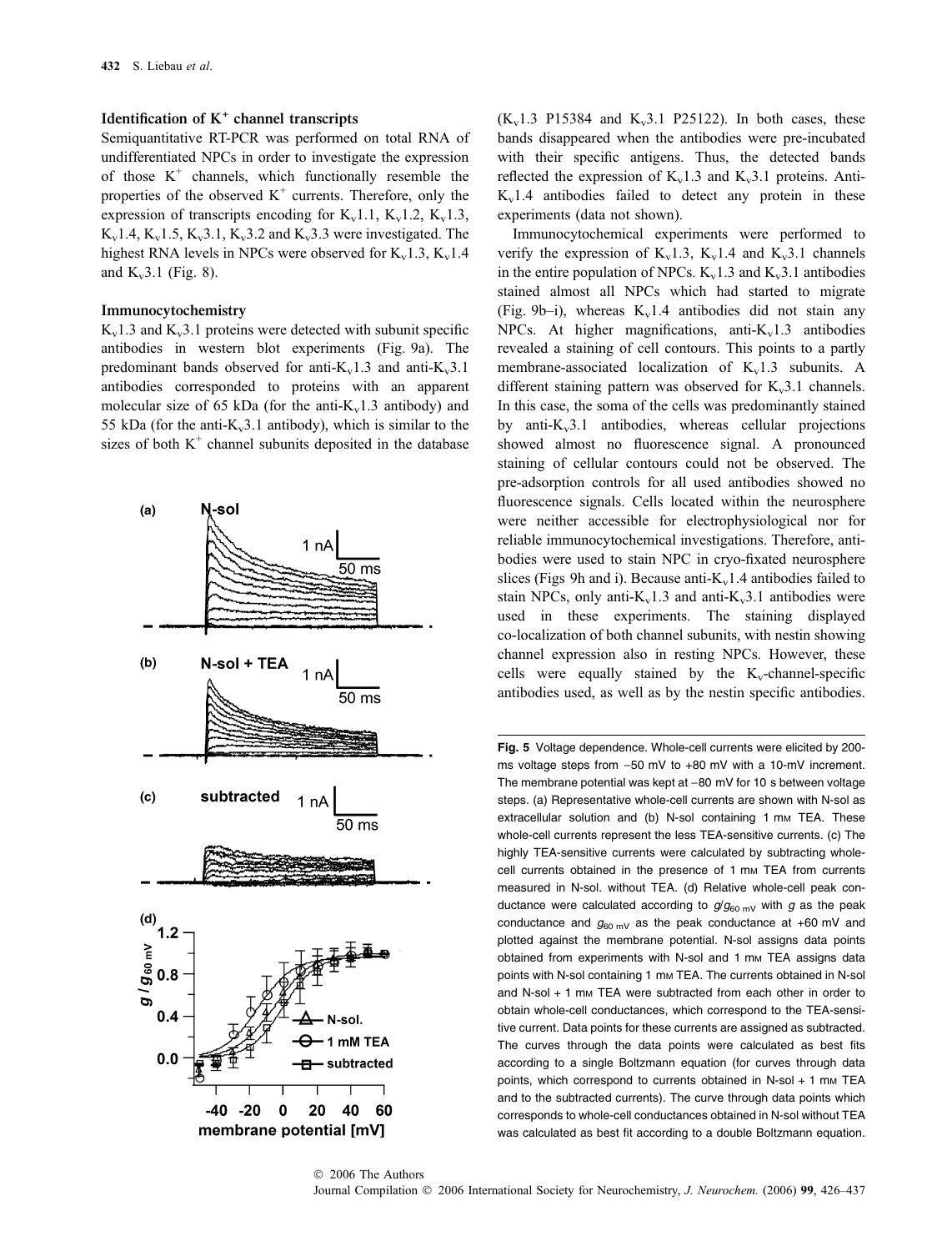### Identification of $K^+$ channel transcripts

Semiquantitative RT-PCR was performed on total RNA of undifferentiated NPCs in order to investigate the expression of those $K^+$ channels, which functionally resemble the properties of the observed $K^+$ currents. Therefore, only the expression of transcripts encoding for $K_v1.1$, $K_v1.2$, $K_v1.3$, $K_v1.4$, $K_v1.5$, $K_v3.1$, $K_v3.2$ and $K_v3.3$ were investigated. The highest RNA levels in NPCs were observed for $K_v1.3$, $K_v1.4$ and $K_v3.1$ (Fig. 8).

### Immunocytochemistry

$K_v1.3$ and $K_v3.1$ proteins were detected with subunit specific antibodies in western blot experiments (Fig. 9a). The predominant bands observed for anti-$K_v1.3$ and anti-$K_v3.1$ antibodies corresponded to proteins with an apparent molecular size of 65 kDa (for the anti-$K_v1.3$ antibody) and 55 kDa (for the anti-$K_v3.1$ antibody), which is similar to the sizes of both $K^+$ channel subunits deposited in the database ($K_v1.3$ P15384 and $K_v3.1$ P25122). In both cases, these bands disappeared when the antibodies were pre-incubated with their specific antigens. Thus, the detected bands reflected the expression of $K_v1.3$ and $K_v3.1$ proteins. Anti-$K_v1.4$ antibodies failed to detect any protein in these experiments (data not shown).

Immunocytochemical experiments were performed to verify the expression of $K_v1.3$, $K_v1.4$ and $K_v3.1$ channels in the entire population of NPCs. $K_v1.3$ and $K_v3.1$ antibodies stained almost all NPCs which had started to migrate (Fig. 9b–i), whereas $K_v1.4$ antibodies did not stain any NPCs. At higher magnifications, anti-$K_v1.3$ antibodies revealed a staining of cell contours. This points to a partly membrane-associated localization of $K_v1.3$ subunits. A different staining pattern was observed for $K_v3.1$ channels. In this case, the soma of the cells was predominantly stained by anti-$K_v3.1$ antibodies, whereas cellular projections showed almost no fluorescence signal. A pronounced staining of cellular contours could not be observed. The pre-adsorption controls for all used antibodies showed no fluorescence signals. Cells located within the neurosphere were neither accessible for electrophysiological nor for reliable immunocytochemical investigations. Therefore, antibodies were used to stain NPC in cryo-fixated neurosphere slices (Figs 9h and i). Because anti-$K_v1.4$ antibodies failed to stain NPCs, only anti-$K_v1.3$ and anti-$K_v3.1$ antibodies were used in these experiments. The staining displayed co-localization of both channel subunits, with nestin showing channel expression also in resting NPCs. However, these cells were equally stained by the $K_v$-channel-specific antibodies used, as well as by the nestin specific antibodies.

**Fig. 5** Voltage dependence. Whole-cell currents were elicited by 200-ms voltage steps from −50 mV to +80 mV with a 10-mV increment. The membrane potential was kept at −80 mV for 10 s between voltage steps. (a) Representative whole-cell currents are shown with N-sol as extracellular solution and (b) N-sol containing 1 mM TEA. These whole-cell currents represent the less TEA-sensitive currents. (c) The highly TEA-sensitive currents were calculated by subtracting whole-cell currents obtained in the presence of 1 mM TEA from currents measured in N-sol. without TEA. (d) Relative whole-cell peak conductance were calculated according to $g/g_{60\ mV}$ with $g$ as the peak conductance and $g_{60\ mV}$ as the peak conductance at +60 mV and plotted against the membrane potential. N-sol assigns data points obtained from experiments with N-sol and 1 mM TEA assigns data points with N-sol containing 1 mM TEA. The currents obtained in N-sol and N-sol + 1 mM TEA were subtracted from each other in order to obtain whole-cell conductances, which correspond to the TEA-sensitive current. Data points for these currents are assigned as subtracted. The curves through the data points were calculated as best fits according to a single Boltzmann equation (for curves through data points, which correspond to currents obtained in N-sol + 1 mM TEA and to the subtracted currents). The curve through data points which corresponds to whole-cell conductances obtained in N-sol without TEA was calculated as best fit according to a double Boltzmann equation.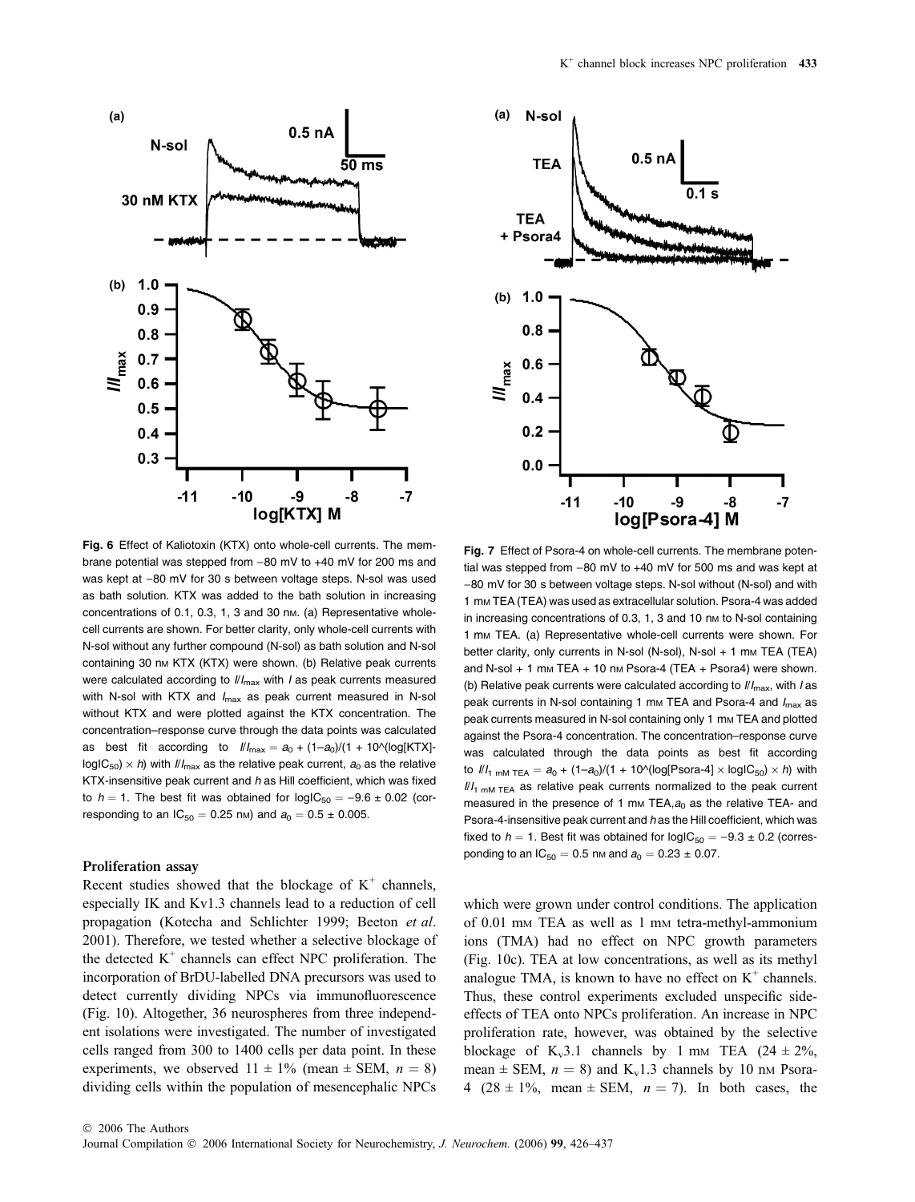**Fig. 6** Effect of Kaliotoxin (KTX) onto whole-cell currents. The membrane potential was stepped from −80 mV to +40 mV for 200 ms and was kept at −80 mV for 30 s between voltage steps. N-sol was used as bath solution. KTX was added to the bath solution in increasing concentrations of 0.1, 0.3, 1, 3 and 30 nM. (a) Representative whole-cell currents are shown. For better clarity, only whole-cell currents with N-sol without any further compound (N-sol) as bath solution and N-sol containing 30 nM KTX (KTX) were shown. (b) Relative peak currents were calculated according to $I/I_{max}$ with $I$ as peak currents measured with N-sol with KTX and $I_{max}$ as peak current measured in N-sol without KTX and were plotted against the KTX concentration. The concentration–response curve through the data points was calculated as best fit according to $I/I_{max} = a_0 + (1{-}a_0)/(1 + 10\text{\^{}}(\log[\text{KTX}]{-}\log IC_{50}) \times h)$ with $I/I_{max}$ as the relative peak current, $a_0$ as the relative KTX-insensitive peak current and $h$ as Hill coefficient, which was fixed to $h = 1$. The best fit was obtained for $\log IC_{50} = -9.6 \pm 0.02$ (corresponding to an $IC_{50} = 0.25$ nM) and $a_0 = 0.5 \pm 0.005$.

**Fig. 7** Effect of Psora-4 on whole-cell currents. The membrane potential was stepped from −80 mV to +40 mV for 500 ms and was kept at −80 mV for 30 s between voltage steps. N-sol without (N-sol) and with 1 mM TEA (TEA) was used as extracellular solution. Psora-4 was added in increasing concentrations of 0.3, 1, 3 and 10 nM to N-sol containing 1 mM TEA. (a) Representative whole-cell currents were shown. For better clarity, only currents in N-sol (N-sol), N-sol + 1 mM TEA (TEA) and N-sol + 1 mM TEA + 10 nM Psora-4 (TEA + Psora4) were shown. (b) Relative peak currents were calculated according to $I/I_{max}$, with $I$ as peak currents in N-sol containing 1 mM TEA and Psora-4 and $I_{max}$ as peak currents measured in N-sol containing only 1 mM TEA and plotted against the Psora-4 concentration. The concentration–response curve was calculated through the data points as best fit according to $I/I_{1\ mM\ TEA} = a_0 + (1{-}a_0)/(1 + 10\text{\^{}}(\log[\text{Psora-4}] \times \log IC_{50}) \times h)$ with $I/I_{1\ mM\ TEA}$ as relative peak currents normalized to the peak current measured in the presence of 1 mM TEA, $a_0$ as the relative TEA- and Psora-4-insensitive peak current and $h$ as the Hill coefficient, which was fixed to $h = 1$. Best fit was obtained for $\log IC_{50} = -9.3 \pm 0.2$ (corresponding to an $IC_{50} = 0.5$ nM and $a_0 = 0.23 \pm 0.07$.

### Proliferation assay

Recent studies showed that the blockage of $K^+$ channels, especially IK and Kv1.3 channels lead to a reduction of cell propagation (Kotecha and Schlichter 1999; Beeton *et al*. 2001). Therefore, we tested whether a selective blockage of the detected $K^+$ channels can effect NPC proliferation. The incorporation of BrDU-labelled DNA precursors was used to detect currently dividing NPCs via immunofluorescence (Fig. 10). Altogether, 36 neurospheres from three independent isolations were investigated. The number of investigated cells ranged from 300 to 1400 cells per data point. In these experiments, we observed 11 ± 1% (mean ± SEM, $n = 8$) dividing cells within the population of mesencephalic NPCs which were grown under control conditions. The application of 0.01 mM TEA as well as 1 mM tetra-methyl-ammonium ions (TMA) had no effect on NPC growth parameters (Fig. 10c). TEA at low concentrations, as well as its methyl analogue TMA, is known to have no effect on $K^+$ channels. Thus, these control experiments excluded unspecific side-effects of TEA onto NPCs proliferation. An increase in NPC proliferation rate, however, was obtained by the selective blockage of $K_v3.1$ channels by 1 mM TEA (24 ± 2%, mean ± SEM, $n = 8$) and $K_v1.3$ channels by 10 nM Psora-4 (28 ± 1%, mean ± SEM, $n = 7$). In both cases, the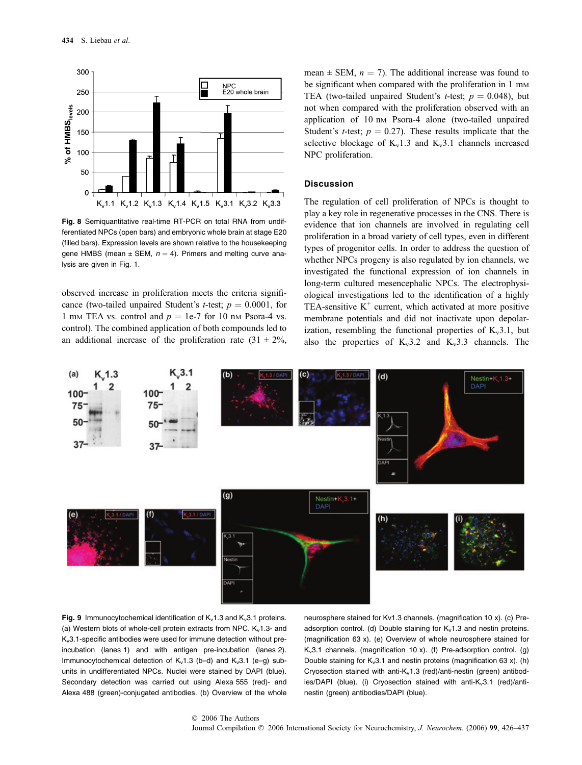**Fig. 8** Semiquantitative real-time RT-PCR on total RNA from undifferentiated NPCs (open bars) and embryonic whole brain at stage E20 (filled bars). Expression levels are shown relative to the housekeeping gene HMBS (mean ± SEM, $n = 4$). Primers and melting curve analysis are given in Fig. 1.

observed increase in proliferation meets the criteria significance (two-tailed unpaired Student's $t$-test; $p = 0.0001$, for 1 mM TEA vs. control and $p = 1e\text{-}7$ for 10 nM Psora-4 vs. control). The combined application of both compounds led to an additional increase of the proliferation rate (31 ± 2%, mean ± SEM, $n = 7$). The additional increase was found to be significant when compared with the proliferation in 1 mM TEA (two-tailed unpaired Student's $t$-test; $p = 0.048$), but not when compared with the proliferation observed with an application of 10 nM Psora-4 alone (two-tailed unpaired Student's $t$-test; $p = 0.27$). These results implicate that the selective blockage of $K_v1.3$ and $K_v3.1$ channels increased NPC proliferation.

## Discussion

The regulation of cell proliferation of NPCs is thought to play a key role in regenerative processes in the CNS. There is evidence that ion channels are involved in regulating cell proliferation in a broad variety of cell types, even in different types of progenitor cells. In order to address the question of whether NPCs progeny is also regulated by ion channels, we investigated the functional expression of ion channels in long-term cultured mesencephalic NPCs. The electrophysiological investigations led to the identification of a highly TEA-sensitive $K^+$ current, which activated at more positive membrane potentials and did not inactivate upon depolarization, resembling the functional properties of $K_v3.1$, but also the properties of $K_v3.2$ and $K_v3.3$ channels. The

**Fig. 9** Immunocytochemical identification of $K_v1.3$ and $K_v3.1$ proteins. (a) Western blots of whole-cell protein extracts from NPC. $K_v1.3$- and $K_v3.1$-specific antibodies were used for immune detection without pre-incubation (lanes 1) and with antigen pre-incubation (lanes 2). Immunocytochemical detection of $K_v1.3$ (b–d) and $K_v3.1$ (e–g) subunits in undifferentiated NPCs. Nuclei were stained by DAPI (blue). Secondary detection was carried out using Alexa 555 (red)- and Alexa 488 (green)-conjugated antibodies. (b) Overview of the whole neurosphere stained for Kv1.3 channels. (magnification 10 x). (c) Pre-adsorption control. (d) Double staining for $K_v1.3$ and nestin proteins. (magnification 63 x). (e) Overview of whole neurosphere stained for $K_v3.1$ channels. (magnification 10 x). (f) Pre-adsorption control. (g) Double staining for $K_v3.1$ and nestin proteins (magnification 63 x). (h) Cryosection stained with anti-$K_v1.3$ (red)/anti-nestin (green) antibodies/DAPI (blue). (i) Cryosection stained with anti-$K_v3.1$ (red)/anti-nestin (green) antibodies/DAPI (blue).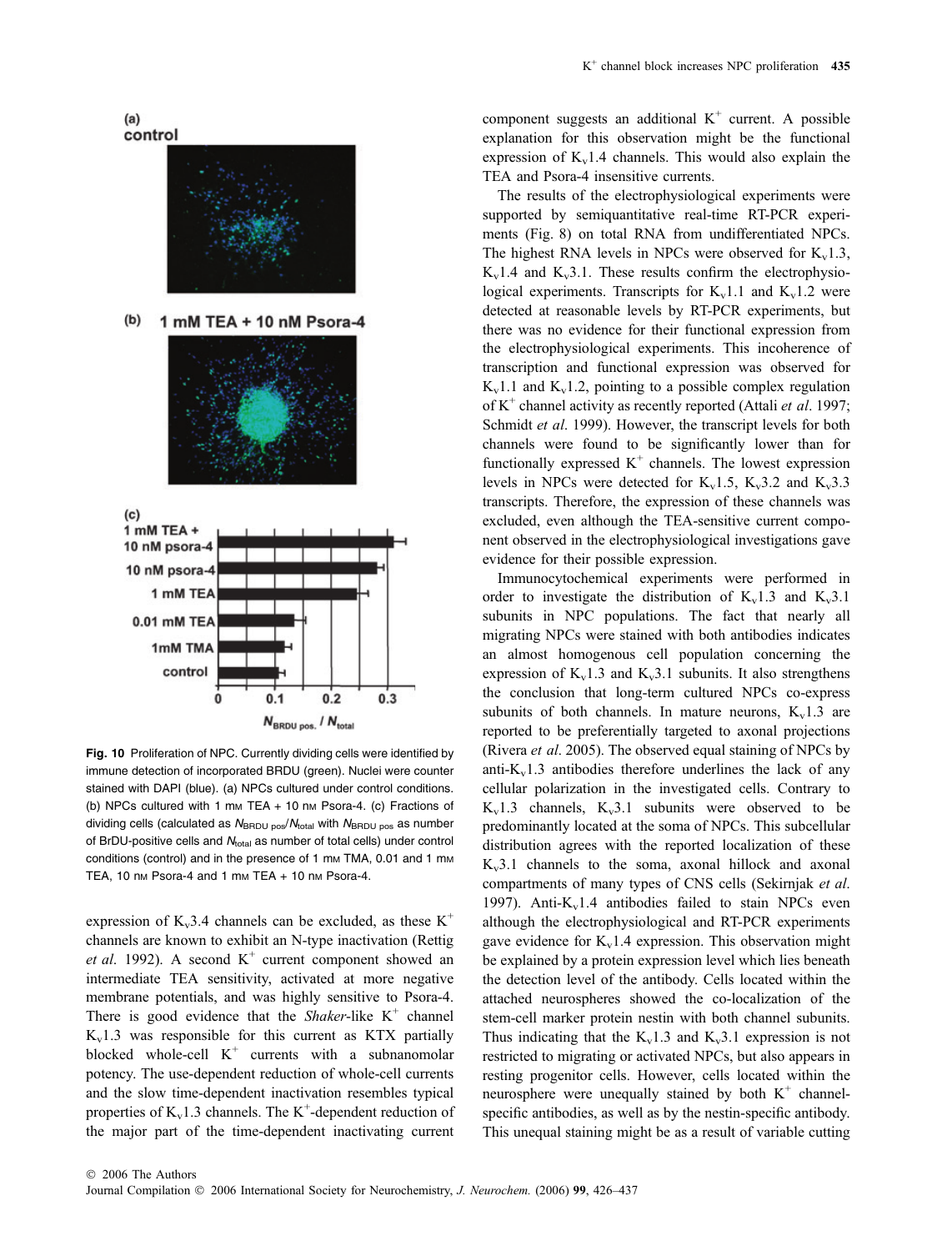Fig. 10 Proliferation of NPC. Currently dividing cells were identified by immune detection of incorporated BRDU (green). Nuclei were counter stained with DAPI (blue). (a) NPCs cultured under control conditions. (b) NPCs cultured with 1 mM TEA + 10 nM Psora-4. (c) Fractions of dividing cells (calculated as $N_{BRDU\ pos}/N_{total}$ with $N_{BRDU\ pos}$ as number of BrDU-positive cells and $N_{total}$ as number of total cells) under control conditions (control) and in the presence of 1 mM TMA, 0.01 and 1 mM TEA, 10 nM Psora-4 and 1 mM TEA + 10 nM Psora-4.

expression of $K_v3.4$ channels can be excluded, as these $K^+$ channels are known to exhibit an N-type inactivation (Rettig *et al*. 1992). A second $K^+$ current component showed an intermediate TEA sensitivity, activated at more negative membrane potentials, and was highly sensitive to Psora-4. There is good evidence that the *Shaker*-like $K^+$ channel $K_v1.3$ was responsible for this current as KTX partially blocked whole-cell $K^+$ currents with a subnanomolar potency. The use-dependent reduction of whole-cell currents and the slow time-dependent inactivation resembles typical properties of $K_v1.3$ channels. The $K^+$-dependent reduction of the major part of the time-dependent inactivating current component suggests an additional $K^+$ current. A possible explanation for this observation might be the functional expression of $K_v1.4$ channels. This would also explain the TEA and Psora-4 insensitive currents.

The results of the electrophysiological experiments were supported by semiquantitative real-time RT-PCR experiments (Fig. 8) on total RNA from undifferentiated NPCs. The highest RNA levels in NPCs were observed for $K_v1.3$, $K_v1.4$ and $K_v3.1$. These results confirm the electrophysiological experiments. Transcripts for $K_v1.1$ and $K_v1.2$ were detected at reasonable levels by RT-PCR experiments, but there was no evidence for their functional expression from the electrophysiological experiments. This incoherence of transcription and functional expression was observed for $K_v1.1$ and $K_v1.2$, pointing to a possible complex regulation of $K^+$ channel activity as recently reported (Attali *et al*. 1997; Schmidt *et al*. 1999). However, the transcript levels for both channels were found to be significantly lower than for functionally expressed $K^+$ channels. The lowest expression levels in NPCs were detected for $K_v1.5$, $K_v3.2$ and $K_v3.3$ transcripts. Therefore, the expression of these channels was excluded, even although the TEA-sensitive current component observed in the electrophysiological investigations gave evidence for their possible expression.

Immunocytochemical experiments were performed in order to investigate the distribution of $K_v1.3$ and $K_v3.1$ subunits in NPC populations. The fact that nearly all migrating NPCs were stained with both antibodies indicates an almost homogenous cell population concerning the expression of $K_v1.3$ and $K_v3.1$ subunits. It also strengthens the conclusion that long-term cultured NPCs co-express subunits of both channels. In mature neurons, $K_v1.3$ are reported to be preferentially targeted to axonal projections (Rivera *et al*. 2005). The observed equal staining of NPCs by anti-$K_v1.3$ antibodies therefore underlines the lack of any cellular polarization in the investigated cells. Contrary to $K_v1.3$ channels, $K_v3.1$ subunits were observed to be predominantly located at the soma of NPCs. This subcellular distribution agrees with the reported localization of these $K_v3.1$ channels to the soma, axonal hillock and axonal compartments of many types of CNS cells (Sekirnjak *et al*. 1997). Anti-$K_v1.4$ antibodies failed to stain NPCs even although the electrophysiological and RT-PCR experiments gave evidence for $K_v1.4$ expression. This observation might be explained by a protein expression level which lies beneath the detection level of the antibody. Cells located within the attached neurospheres showed the co-localization of the stem-cell marker protein nestin with both channel subunits. Thus indicating that the $K_v1.3$ and $K_v3.1$ expression is not restricted to migrating or activated NPCs, but also appears in resting progenitor cells. However, cells located within the neurosphere were unequally stained by both $K^+$ channel-specific antibodies, as well as by the nestin-specific antibody. This unequal staining might be as a result of variable cutting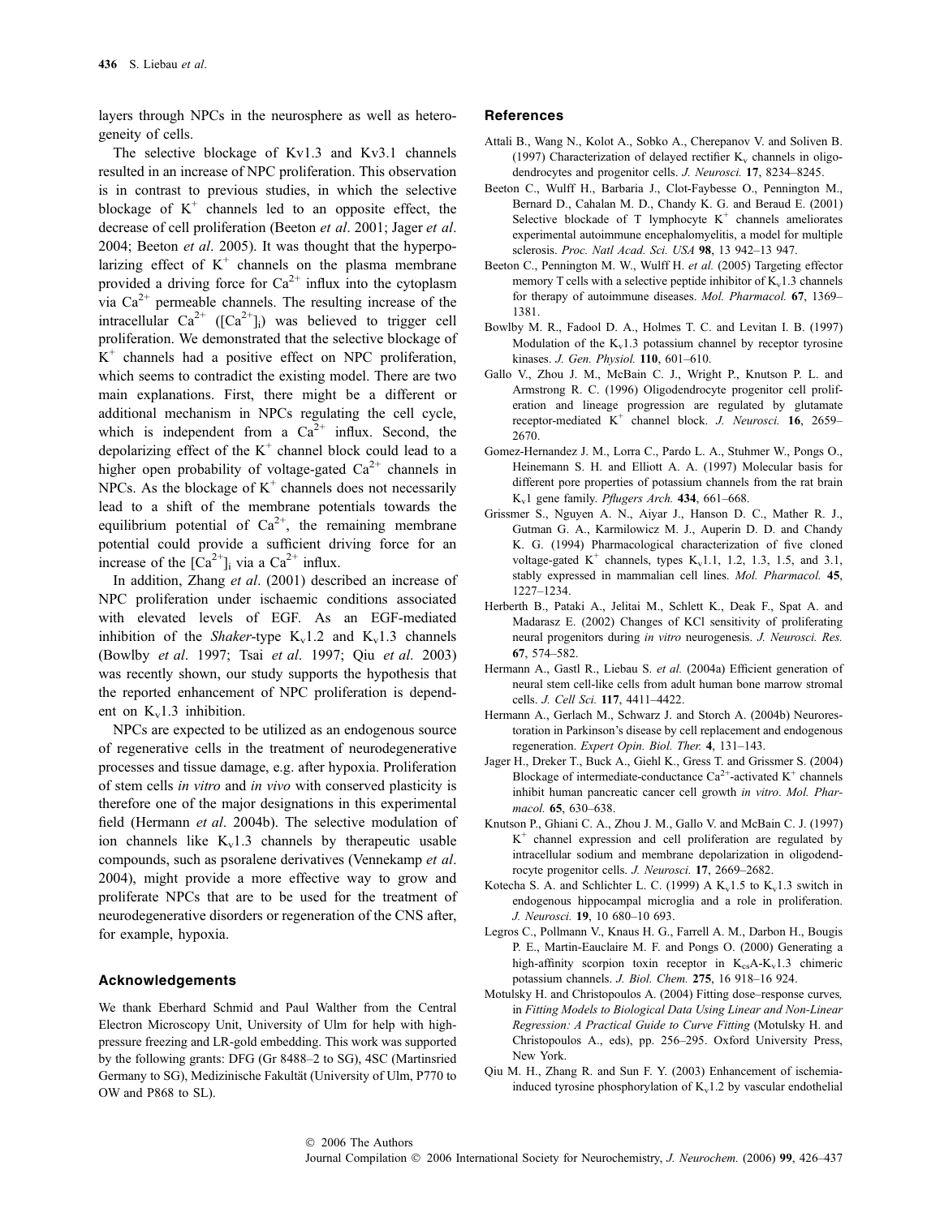layers through NPCs in the neurosphere as well as heterogeneity of cells.

The selective blockage of Kv1.3 and Kv3.1 channels resulted in an increase of NPC proliferation. This observation is in contrast to previous studies, in which the selective blockage of $K^+$ channels led to an opposite effect, the decrease of cell proliferation (Beeton *et al*. 2001; Jager *et al*. 2004; Beeton *et al*. 2005). It was thought that the hyperpolarizing effect of $K^+$ channels on the plasma membrane provided a driving force for $Ca^{2+}$ influx into the cytoplasm via $Ca^{2+}$ permeable channels. The resulting increase of the intracellular $Ca^{2+}$ ($[Ca^{2+}]_i$) was believed to trigger cell proliferation. We demonstrated that the selective blockage of $K^+$ channels had a positive effect on NPC proliferation, which seems to contradict the existing model. There are two main explanations. First, there might be a different or additional mechanism in NPCs regulating the cell cycle, which is independent from a $Ca^{2+}$ influx. Second, the depolarizing effect of the $K^+$ channel block could lead to a higher open probability of voltage-gated $Ca^{2+}$ channels in NPCs. As the blockage of $K^+$ channels does not necessarily lead to a shift of the membrane potentials towards the equilibrium potential of $Ca^{2+}$, the remaining membrane potential could provide a sufficient driving force for an increase of the $[Ca^{2+}]_i$ via a $Ca^{2+}$ influx.

In addition, Zhang *et al*. (2001) described an increase of NPC proliferation under ischaemic conditions associated with elevated levels of EGF. As an EGF-mediated inhibition of the *Shaker*-type $K_v1.2$ and $K_v1.3$ channels (Bowlby *et al*. 1997; Tsai *et al*. 1997; Qiu *et al*. 2003) was recently shown, our study supports the hypothesis that the reported enhancement of NPC proliferation is dependent on $K_v1.3$ inhibition.

NPCs are expected to be utilized as an endogenous source of regenerative cells in the treatment of neurodegenerative processes and tissue damage, e.g. after hypoxia. Proliferation of stem cells *in vitro* and *in vivo* with conserved plasticity is therefore one of the major designations in this experimental field (Hermann *et al*. 2004b). The selective modulation of ion channels like $K_v1.3$ channels by therapeutic usable compounds, such as psoralene derivatives (Vennekamp *et al*. 2004), might provide a more effective way to grow and proliferate NPCs that are to be used for the treatment of neurodegenerative disorders or regeneration of the CNS after, for example, hypoxia.

## Acknowledgements

We thank Eberhard Schmid and Paul Walther from the Central Electron Microscopy Unit, University of Ulm for help with high-pressure freezing and LR-gold embedding. This work was supported by the following grants: DFG (Gr 8488–2 to SG), 4SC (Martinsried Germany to SG), Medizinische Fakultät (University of Ulm, P770 to OW and P868 to SL).

## References

Attali B., Wang N., Kolot A., Sobko A., Cherepanov V. and Soliven B. (1997) Characterization of delayed rectifier $K_v$ channels in oligodendrocytes and progenitor cells. *J. Neurosci.* **17**, 8234–8245.

Beeton C., Wulff H., Barbaria J., Clot-Faybesse O., Pennington M., Bernard D., Cahalan M. D., Chandy K. G. and Beraud E. (2001) Selective blockade of T lymphocyte $K^+$ channels ameliorates experimental autoimmune encephalomyelitis, a model for multiple sclerosis. *Proc. Natl Acad. Sci. USA* **98**, 13 942–13 947.

Beeton C., Pennington M. W., Wulff H. *et al.* (2005) Targeting effector memory T cells with a selective peptide inhibitor of $K_v1.3$ channels for therapy of autoimmune diseases. *Mol. Pharmacol.* **67**, 1369–1381.

Bowlby M. R., Fadool D. A., Holmes T. C. and Levitan I. B. (1997) Modulation of the $K_v1.3$ potassium channel by receptor tyrosine kinases. *J. Gen. Physiol.* **110**, 601–610.

Gallo V., Zhou J. M., McBain C. J., Wright P., Knutson P. L. and Armstrong R. C. (1996) Oligodendrocyte progenitor cell proliferation and lineage progression are regulated by glutamate receptor-mediated $K^+$ channel block. *J. Neurosci.* **16**, 2659–2670.

Gomez-Hernandez J. M., Lorra C., Pardo L. A., Stuhmer W., Pongs O., Heinemann S. H. and Elliott A. A. (1997) Molecular basis for different pore properties of potassium channels from the rat brain $K_v1$ gene family. *Pflugers Arch.* **434**, 661–668.

Grissmer S., Nguyen A. N., Aiyar J., Hanson D. C., Mather R. J., Gutman G. A., Karmilowicz M. J., Auperin D. D. and Chandy K. G. (1994) Pharmacological characterization of five cloned voltage-gated $K^+$ channels, types $K_v1.1$, 1.2, 1.3, 1.5, and 3.1, stably expressed in mammalian cell lines. *Mol. Pharmacol.* **45**, 1227–1234.

Herberth B., Pataki A., Jelitai M., Schlett K., Deak F., Spat A. and Madarasz E. (2002) Changes of KCl sensitivity of proliferating neural progenitors during *in vitro* neurogenesis. *J. Neurosci. Res.* **67**, 574–582.

Hermann A., Gastl R., Liebau S. *et al.* (2004a) Efficient generation of neural stem cell-like cells from adult human bone marrow stromal cells. *J. Cell Sci.* **117**, 4411–4422.

Hermann A., Gerlach M., Schwarz J. and Storch A. (2004b) Neurorestoration in Parkinson's disease by cell replacement and endogenous regeneration. *Expert Opin. Biol. Ther.* **4**, 131–143.

Jager H., Dreker T., Buck A., Giehl K., Gress T. and Grissmer S. (2004) Blockage of intermediate-conductance $Ca^{2+}$-activated $K^+$ channels inhibit human pancreatic cancer cell growth *in vitro*. *Mol. Pharmacol.* **65**, 630–638.

Knutson P., Ghiani C. A., Zhou J. M., Gallo V. and McBain C. J. (1997) $K^+$ channel expression and cell proliferation are regulated by intracellular sodium and membrane depolarization in oligodendrocyte progenitor cells. *J. Neurosci.* **17**, 2669–2682.

Kotecha S. A. and Schlichter L. C. (1999) A $K_v1.5$ to $K_v1.3$ switch in endogenous hippocampal microglia and a role in proliferation. *J. Neurosci.* **19**, 10 680–10 693.

Legros C., Pollmann V., Knaus H. G., Farrell A. M., Darbon H., Bougis P. E., Martin-Eauclaire M. F. and Pongs O. (2000) Generating a high-affinity scorpion toxin receptor in $K_{cs}A$-$K_v1.3$ chimeric potassium channels. *J. Biol. Chem.* **275**, 16 918–16 924.

Motulsky H. and Christopoulos A. (2004) Fitting dose–response curves, in *Fitting Models to Biological Data Using Linear and Non-Linear Regression: A Practical Guide to Curve Fitting* (Motulsky H. and Christopoulos A., eds), pp. 256–295. Oxford University Press, New York.

Qiu M. H., Zhang R. and Sun F. Y. (2003) Enhancement of ischemia-induced tyrosine phosphorylation of $K_v1.2$ by vascular endothelial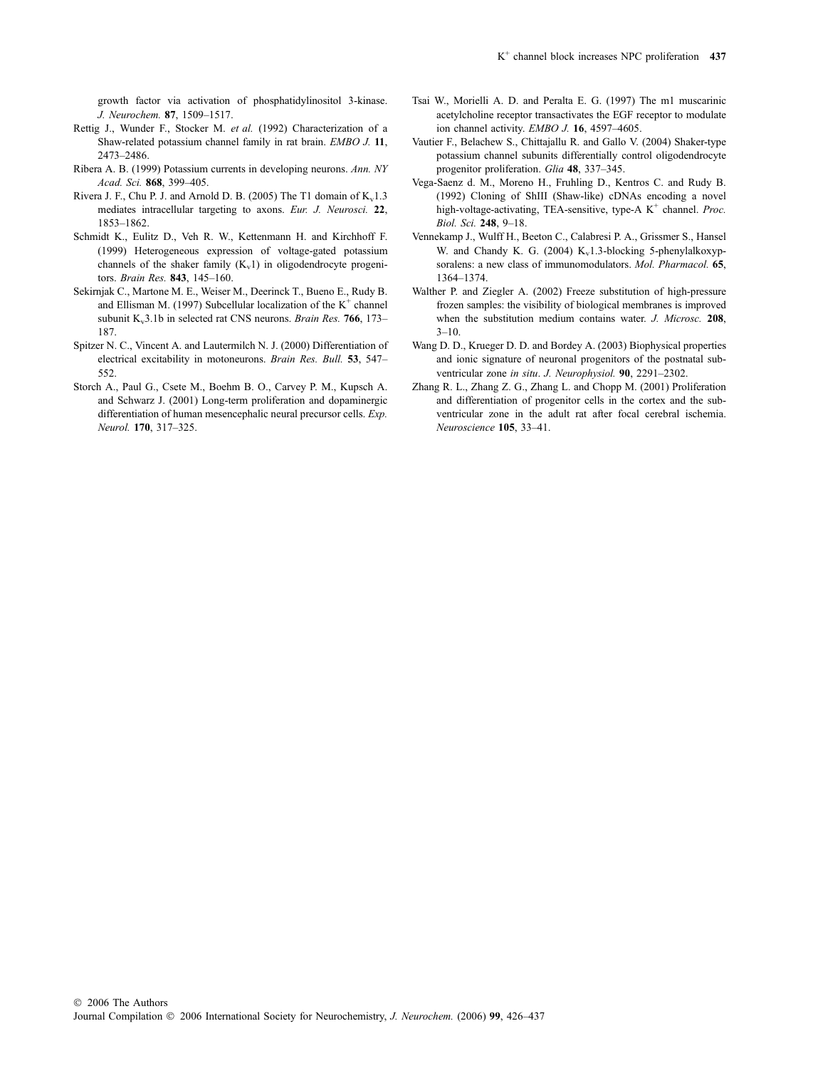growth factor via activation of phosphatidylinositol 3-kinase. *J. Neurochem.* **87**, 1509–1517.

Rettig J., Wunder F., Stocker M. *et al.* (1992) Characterization of a Shaw-related potassium channel family in rat brain. *EMBO J.* **11**, 2473–2486.

Ribera A. B. (1999) Potassium currents in developing neurons. *Ann. NY Acad. Sci.* **868**, 399–405.

Rivera J. F., Chu P. J. and Arnold D. B. (2005) The T1 domain of $K_v1.3$ mediates intracellular targeting to axons. *Eur. J. Neurosci.* **22**, 1853–1862.

Schmidt K., Eulitz D., Veh R. W., Kettenmann H. and Kirchhoff F. (1999) Heterogeneous expression of voltage-gated potassium channels of the shaker family ($K_v1$) in oligodendrocyte progenitors. *Brain Res.* **843**, 145–160.

Sekirnjak C., Martone M. E., Weiser M., Deerinck T., Bueno E., Rudy B. and Ellisman M. (1997) Subcellular localization of the $K^+$ channel subunit $K_v3.1b$ in selected rat CNS neurons. *Brain Res.* **766**, 173–187.

Spitzer N. C., Vincent A. and Lautermilch N. J. (2000) Differentiation of electrical excitability in motoneurons. *Brain Res. Bull.* **53**, 547–552.

Storch A., Paul G., Csete M., Boehm B. O., Carvey P. M., Kupsch A. and Schwarz J. (2001) Long-term proliferation and dopaminergic differentiation of human mesencephalic neural precursor cells. *Exp. Neurol.* **170**, 317–325.

Tsai W., Morielli A. D. and Peralta E. G. (1997) The m1 muscarinic acetylcholine receptor transactivates the EGF receptor to modulate ion channel activity. *EMBO J.* **16**, 4597–4605.

Vautier F., Belachew S., Chittajallu R. and Gallo V. (2004) Shaker-type potassium channel subunits differentially control oligodendrocyte progenitor proliferation. *Glia* **48**, 337–345.

Vega-Saenz d. M., Moreno H., Fruhling D., Kentros C. and Rudy B. (1992) Cloning of ShIII (Shaw-like) cDNAs encoding a novel high-voltage-activating, TEA-sensitive, type-A $K^+$ channel. *Proc. Biol. Sci.* **248**, 9–18.

Vennekamp J., Wulff H., Beeton C., Calabresi P. A., Grissmer S., Hansel W. and Chandy K. G. (2004) $K_v1.3$-blocking 5-phenylalkoxypsoralens: a new class of immunomodulators. *Mol. Pharmacol.* **65**, 1364–1374.

Walther P. and Ziegler A. (2002) Freeze substitution of high-pressure frozen samples: the visibility of biological membranes is improved when the substitution medium contains water. *J. Microsc.* **208**, 3–10.

Wang D. D., Krueger D. D. and Bordey A. (2003) Biophysical properties and ionic signature of neuronal progenitors of the postnatal subventricular zone *in situ*. *J. Neurophysiol.* **90**, 2291–2302.

Zhang R. L., Zhang Z. G., Zhang L. and Chopp M. (2001) Proliferation and differentiation of progenitor cells in the cortex and the subventricular zone in the adult rat after focal cerebral ischemia. *Neuroscience* **105**, 33–41.